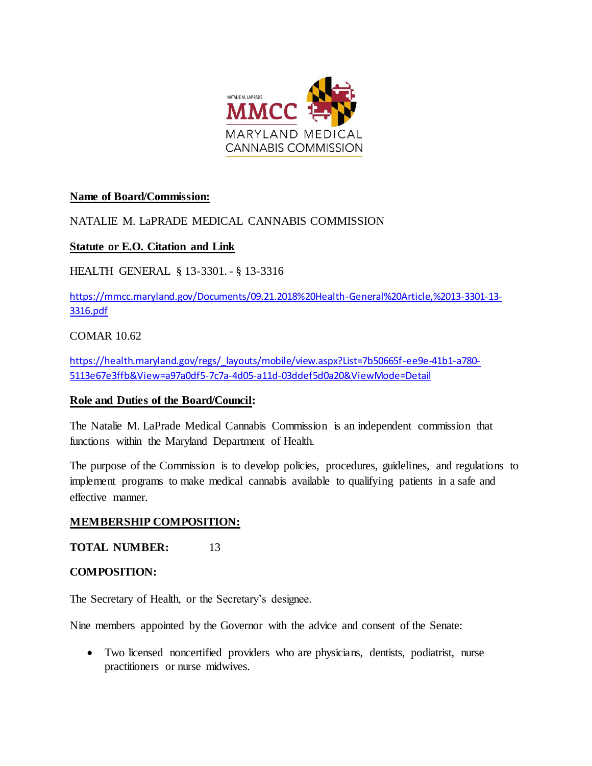NATALIE M. LAPRADE
MMCC
MARYLAND MEDICAL
CANNABIS COMMISSION

**Name of Board/Commission:**

NATALIE M. LaPRADE MEDICAL CANNABIS COMMISSION

**Statute or E.O. Citation and Link**

HEALTH GENERAL § 13-3301. - § 13-3316

https://mmcc.maryland.gov/Documents/09.21.2018%20Health-General%20Article,%2013-3301-13-3316.pdf

COMAR 10.62

https://health.maryland.gov/regs/_layouts/mobile/view.aspx?List=7b50665f-ee9e-41b1-a780-5113e67e3ffb&View=a97a0df5-7c7a-4d05-a11d-03ddef5d0a20&ViewMode=Detail

**Role and Duties of the Board/Council:**

The Natalie M. LaPrade Medical Cannabis Commission is an independent commission that functions within the Maryland Department of Health.

The purpose of the Commission is to develop policies, procedures, guidelines, and regulations to implement programs to make medical cannabis available to qualifying patients in a safe and effective manner.

**MEMBERSHIP COMPOSITION:**

**TOTAL NUMBER:** 13

**COMPOSITION:**

The Secretary of Health, or the Secretary's designee.

Nine members appointed by the Governor with the advice and consent of the Senate:

- Two licensed noncertified providers who are physicians, dentists, podiatrist, nurse practitioners or nurse midwives.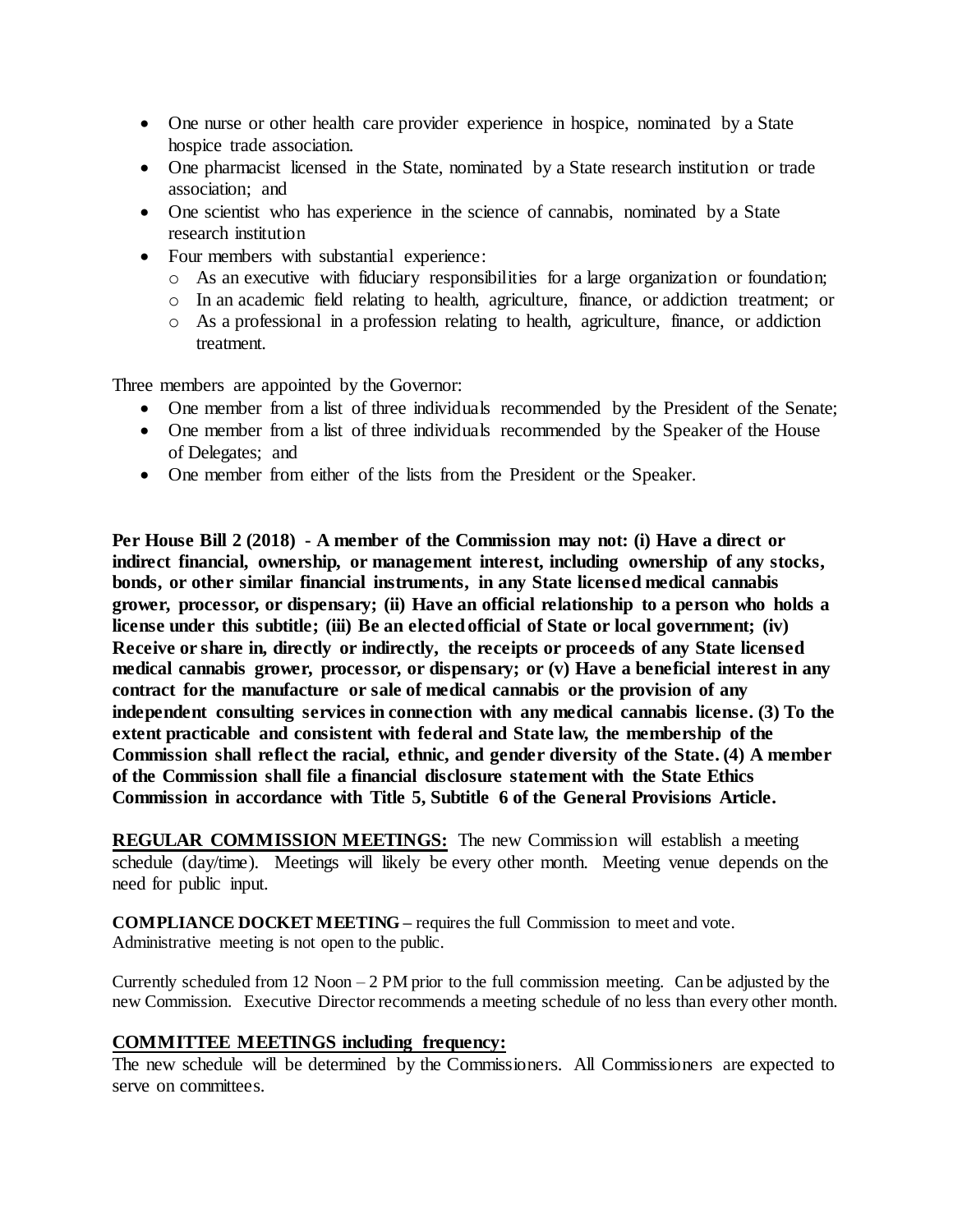- One nurse or other health care provider experience in hospice, nominated by a State hospice trade association.
- One pharmacist licensed in the State, nominated by a State research institution or trade association; and
- One scientist who has experience in the science of cannabis, nominated by a State research institution
- Four members with substantial experience:
  - As an executive with fiduciary responsibilities for a large organization or foundation;
  - In an academic field relating to health, agriculture, finance, or addiction treatment; or
  - As a professional in a profession relating to health, agriculture, finance, or addiction treatment.

Three members are appointed by the Governor:

- One member from a list of three individuals recommended by the President of the Senate;
- One member from a list of three individuals recommended by the Speaker of the House of Delegates; and
- One member from either of the lists from the President or the Speaker.

**Per House Bill 2 (2018) - A member of the Commission may not: (i) Have a direct or indirect financial, ownership, or management interest, including ownership of any stocks, bonds, or other similar financial instruments, in any State licensed medical cannabis grower, processor, or dispensary; (ii) Have an official relationship to a person who holds a license under this subtitle; (iii) Be an elected official of State or local government; (iv) Receive or share in, directly or indirectly, the receipts or proceeds of any State licensed medical cannabis grower, processor, or dispensary; or (v) Have a beneficial interest in any contract for the manufacture or sale of medical cannabis or the provision of any independent consulting services in connection with any medical cannabis license. (3) To the extent practicable and consistent with federal and State law, the membership of the Commission shall reflect the racial, ethnic, and gender diversity of the State. (4) A member of the Commission shall file a financial disclosure statement with the State Ethics Commission in accordance with Title 5, Subtitle 6 of the General Provisions Article.**

**REGULAR COMMISSION MEETINGS:** The new Commission will establish a meeting schedule (day/time). Meetings will likely be every other month. Meeting venue depends on the need for public input.

**COMPLIANCE DOCKET MEETING** – requires the full Commission to meet and vote. Administrative meeting is not open to the public.

Currently scheduled from 12 Noon – 2 PM prior to the full commission meeting. Can be adjusted by the new Commission. Executive Director recommends a meeting schedule of no less than every other month.

**COMMITTEE MEETINGS including frequency:**

The new schedule will be determined by the Commissioners. All Commissioners are expected to serve on committees.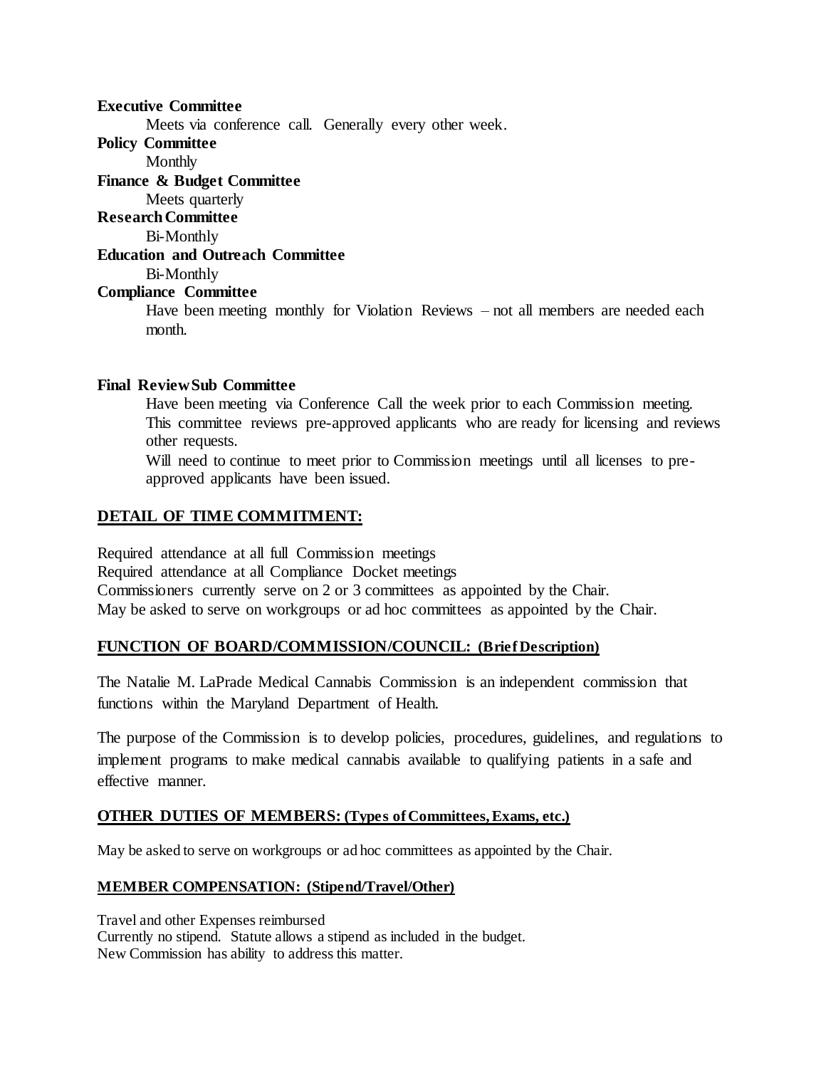**Executive Committee**

Meets via conference call. Generally every other week.

**Policy Committee**

Monthly

**Finance & Budget Committee**

Meets quarterly

**Research Committee**

Bi-Monthly

**Education and Outreach Committee**

Bi-Monthly

**Compliance Committee**

Have been meeting monthly for Violation Reviews – not all members are needed each month.

**Final Review Sub Committee**

Have been meeting via Conference Call the week prior to each Commission meeting. This committee reviews pre-approved applicants who are ready for licensing and reviews other requests.

Will need to continue to meet prior to Commission meetings until all licenses to pre-approved applicants have been issued.

## DETAIL OF TIME COMMITMENT:

Required attendance at all full Commission meetings
Required attendance at all Compliance Docket meetings
Commissioners currently serve on 2 or 3 committees as appointed by the Chair.
May be asked to serve on workgroups or ad hoc committees as appointed by the Chair.

## FUNCTION OF BOARD/COMMISSION/COUNCIL: (Brief Description)

The Natalie M. LaPrade Medical Cannabis Commission is an independent commission that functions within the Maryland Department of Health.

The purpose of the Commission is to develop policies, procedures, guidelines, and regulations to implement programs to make medical cannabis available to qualifying patients in a safe and effective manner.

## OTHER DUTIES OF MEMBERS: (Types of Committees, Exams, etc.)

May be asked to serve on workgroups or ad hoc committees as appointed by the Chair.

## MEMBER COMPENSATION: (Stipend/Travel/Other)

Travel and other Expenses reimbursed
Currently no stipend. Statute allows a stipend as included in the budget.
New Commission has ability to address this matter.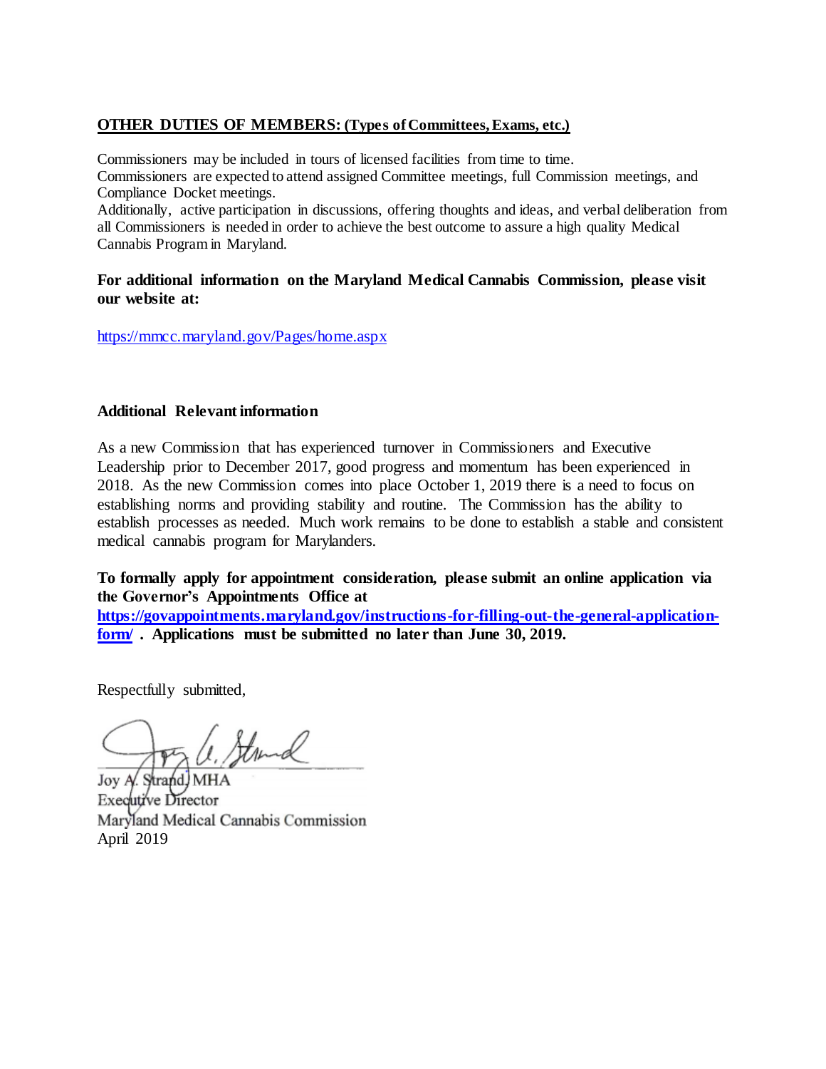**OTHER DUTIES OF MEMBERS: (Types of Committees, Exams, etc.)**

Commissioners may be included in tours of licensed facilities from time to time.
Commissioners are expected to attend assigned Committee meetings, full Commission meetings, and Compliance Docket meetings.
Additionally, active participation in discussions, offering thoughts and ideas, and verbal deliberation from all Commissioners is needed in order to achieve the best outcome to assure a high quality Medical Cannabis Program in Maryland.

**For additional information on the Maryland Medical Cannabis Commission, please visit our website at:**

https://mmcc.maryland.gov/Pages/home.aspx

**Additional Relevant information**

As a new Commission that has experienced turnover in Commissioners and Executive Leadership prior to December 2017, good progress and momentum has been experienced in 2018. As the new Commission comes into place October 1, 2019 there is a need to focus on establishing norms and providing stability and routine. The Commission has the ability to establish processes as needed. Much work remains to be done to establish a stable and consistent medical cannabis program for Marylanders.

**To formally apply for appointment consideration, please submit an online application via the Governor's Appointments Office at https://govappointments.maryland.gov/instructions-for-filling-out-the-general-application-form/ . Applications must be submitted no later than June 30, 2019.**

Respectfully submitted,

Joy A. Strand, MHA
Executive Director
Maryland Medical Cannabis Commission
April 2019